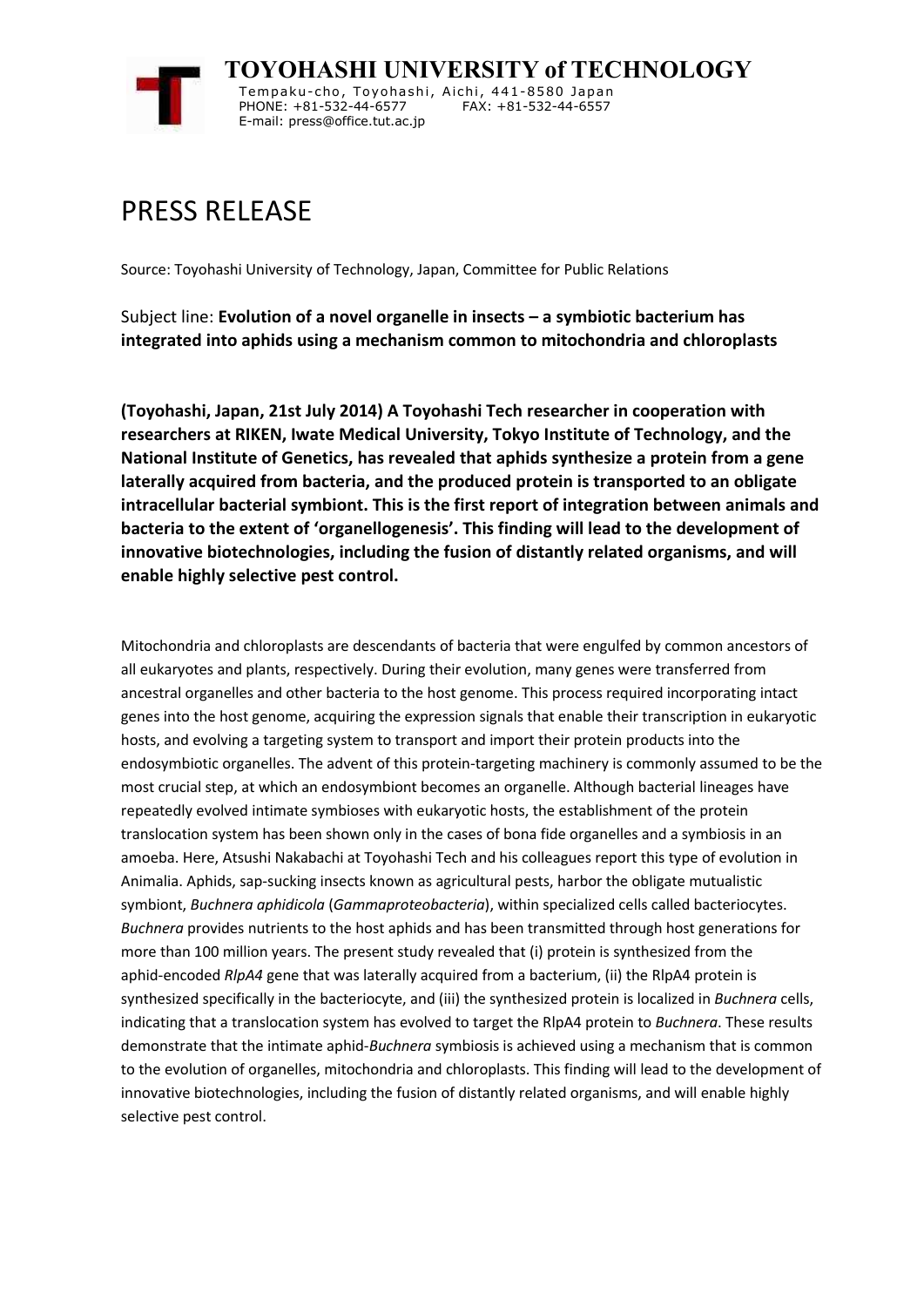**TOYOHASHI UNIVERSITY of TECHNOLOGY**

Tempaku-cho, Toyohashi, Aichi, 441-8580 Japan
PHONE: +81-532-44-6577 FAX: +81-532-44-6557
E-mail: press@office.tut.ac.jp

# PRESS RELEASE

Source: Toyohashi University of Technology, Japan, Committee for Public Relations

Subject line: **Evolution of a novel organelle in insects – a symbiotic bacterium has integrated into aphids using a mechanism common to mitochondria and chloroplasts**

**(Toyohashi, Japan, 21st July 2014) A Toyohashi Tech researcher in cooperation with researchers at RIKEN, Iwate Medical University, Tokyo Institute of Technology, and the National Institute of Genetics, has revealed that aphids synthesize a protein from a gene laterally acquired from bacteria, and the produced protein is transported to an obligate intracellular bacterial symbiont. This is the first report of integration between animals and bacteria to the extent of 'organellogenesis'. This finding will lead to the development of innovative biotechnologies, including the fusion of distantly related organisms, and will enable highly selective pest control.**

Mitochondria and chloroplasts are descendants of bacteria that were engulfed by common ancestors of all eukaryotes and plants, respectively. During their evolution, many genes were transferred from ancestral organelles and other bacteria to the host genome. This process required incorporating intact genes into the host genome, acquiring the expression signals that enable their transcription in eukaryotic hosts, and evolving a targeting system to transport and import their protein products into the endosymbiotic organelles. The advent of this protein-targeting machinery is commonly assumed to be the most crucial step, at which an endosymbiont becomes an organelle. Although bacterial lineages have repeatedly evolved intimate symbioses with eukaryotic hosts, the establishment of the protein translocation system has been shown only in the cases of bona fide organelles and a symbiosis in an amoeba. Here, Atsushi Nakabachi at Toyohashi Tech and his colleagues report this type of evolution in Animalia. Aphids, sap-sucking insects known as agricultural pests, harbor the obligate mutualistic symbiont, *Buchnera aphidicola* (*Gammaproteobacteria*), within specialized cells called bacteriocytes. *Buchnera* provides nutrients to the host aphids and has been transmitted through host generations for more than 100 million years. The present study revealed that (i) protein is synthesized from the aphid-encoded *RlpA4* gene that was laterally acquired from a bacterium, (ii) the RlpA4 protein is synthesized specifically in the bacteriocyte, and (iii) the synthesized protein is localized in *Buchnera* cells, indicating that a translocation system has evolved to target the RlpA4 protein to *Buchnera*. These results demonstrate that the intimate aphid-*Buchnera* symbiosis is achieved using a mechanism that is common to the evolution of organelles, mitochondria and chloroplasts. This finding will lead to the development of innovative biotechnologies, including the fusion of distantly related organisms, and will enable highly selective pest control.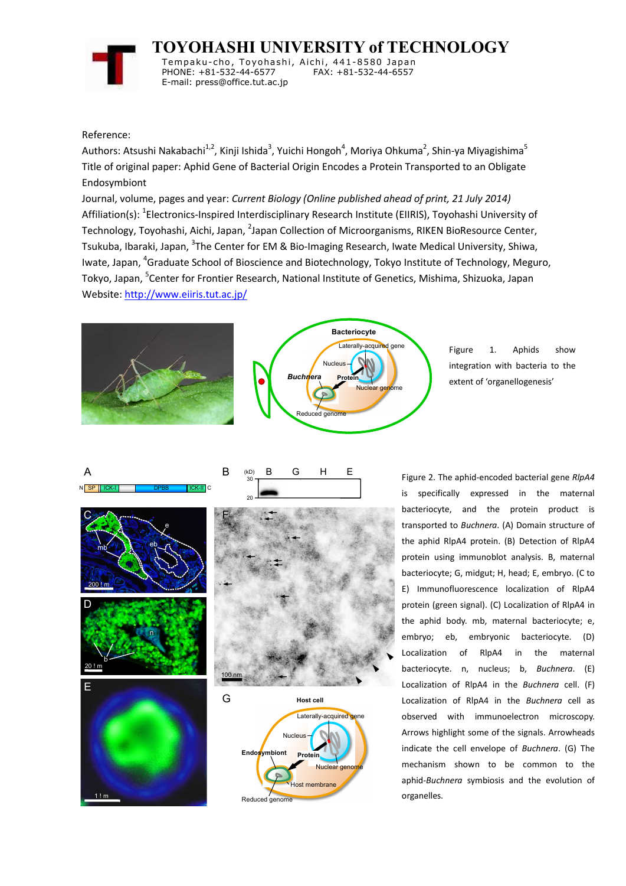# TOYOHASHI UNIVERSITY of TECHNOLOGY

Tempaku-cho, Toyohashi, Aichi, 441-8580 Japan
PHONE: +81-532-44-6577 FAX: +81-532-44-6557
E-mail: press@office.tut.ac.jp

Reference:

Authors: Atsushi Nakabachi[1,2], Kinji Ishida[3], Yuichi Hongoh[4], Moriya Ohkuma[2], Shin-ya Miyagishima[5]

Title of original paper: Aphid Gene of Bacterial Origin Encodes a Protein Transported to an Obligate Endosymbiont

Journal, volume, pages and year: *Current Biology (Online published ahead of print, 21 July 2014)*

Affiliation(s): [1]Electronics-Inspired Interdisciplinary Research Institute (EIIRIS), Toyohashi University of Technology, Toyohashi, Aichi, Japan, [2]Japan Collection of Microorganisms, RIKEN BioResource Center, Tsukuba, Ibaraki, Japan, [3]The Center for EM & Bio-Imaging Research, Iwate Medical University, Shiwa, Iwate, Japan, [4]Graduate School of Bioscience and Biotechnology, Tokyo Institute of Technology, Meguro, Tokyo, Japan, [5]Center for Frontier Research, National Institute of Genetics, Mishima, Shizuoka, Japan

Website: http://www.eiiris.tut.ac.jp/

Figure 1. Aphids show integration with bacteria to the extent of 'organellogenesis'

Figure 2. The aphid-encoded bacterial gene *RlpA4* is specifically expressed in the maternal bacteriocyte, and the protein product is transported to *Buchnera*. (A) Domain structure of the aphid RlpA4 protein. (B) Detection of RlpA4 protein using immunoblot analysis. B, maternal bacteriocyte; G, midgut; H, head; E, embryo. (C to E) Immunofluorescence localization of RlpA4 protein (green signal). (C) Localization of RlpA4 in the aphid body. mb, maternal bacteriocyte; e, embryo; eb, embryonic bacteriocyte. (D) Localization of RlpA4 in the maternal bacteriocyte. n, nucleus; b, *Buchnera*. (E) Localization of RlpA4 in the *Buchnera* cell. (F) Localization of RlpA4 in the *Buchnera* cell as observed with immunoelectron microscopy. Arrows highlight some of the signals. Arrowheads indicate the cell envelope of *Buchnera*. (G) The mechanism shown to be common to the aphid-*Buchnera* symbiosis and the evolution of organelles.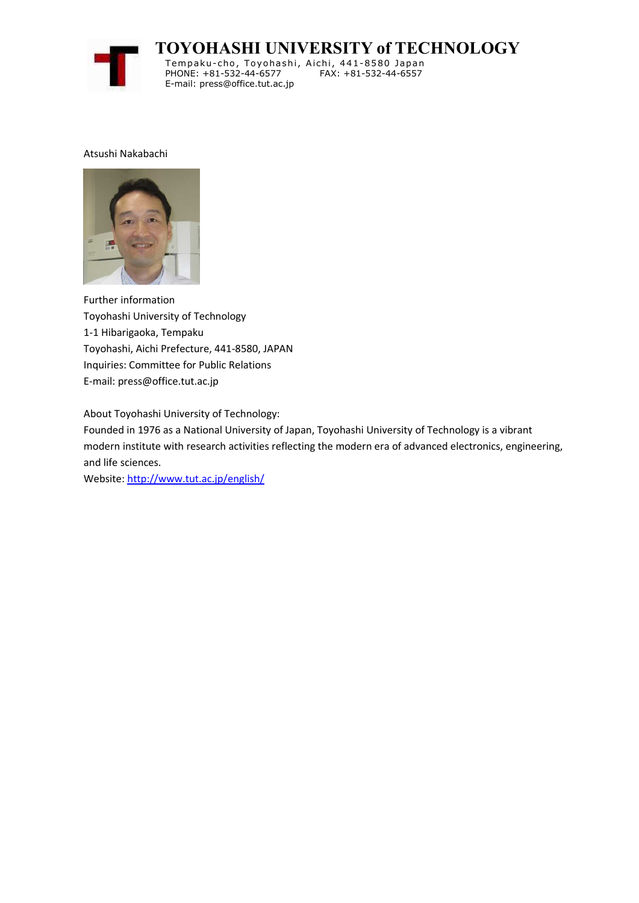# TOYOHASHI UNIVERSITY of TECHNOLOGY

Tempaku-cho, Toyohashi, Aichi, 441-8580 Japan
PHONE: +81-532-44-6577 FAX: +81-532-44-6557
E-mail: press@office.tut.ac.jp

Atsushi Nakabachi

Further information
Toyohashi University of Technology
1-1 Hibarigaoka, Tempaku
Toyohashi, Aichi Prefecture, 441-8580, JAPAN
Inquiries: Committee for Public Relations
E-mail: press@office.tut.ac.jp

About Toyohashi University of Technology:
Founded in 1976 as a National University of Japan, Toyohashi University of Technology is a vibrant modern institute with research activities reflecting the modern era of advanced electronics, engineering, and life sciences.
Website: http://www.tut.ac.jp/english/